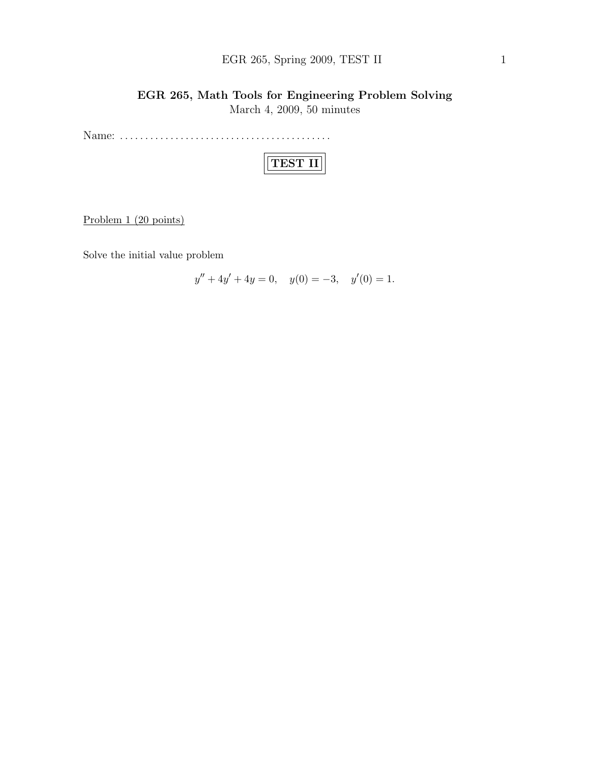# EGR 265, Math Tools for Engineering Problem Solving

March 4, 2009, 50 minutes

Name: ........................................

## TEST II

Problem 1 (20 points)

Solve the initial value problem

$$y'' + 4y' + 4y = 0, \quad y(0) = -3, \quad y'(0) = 1.$$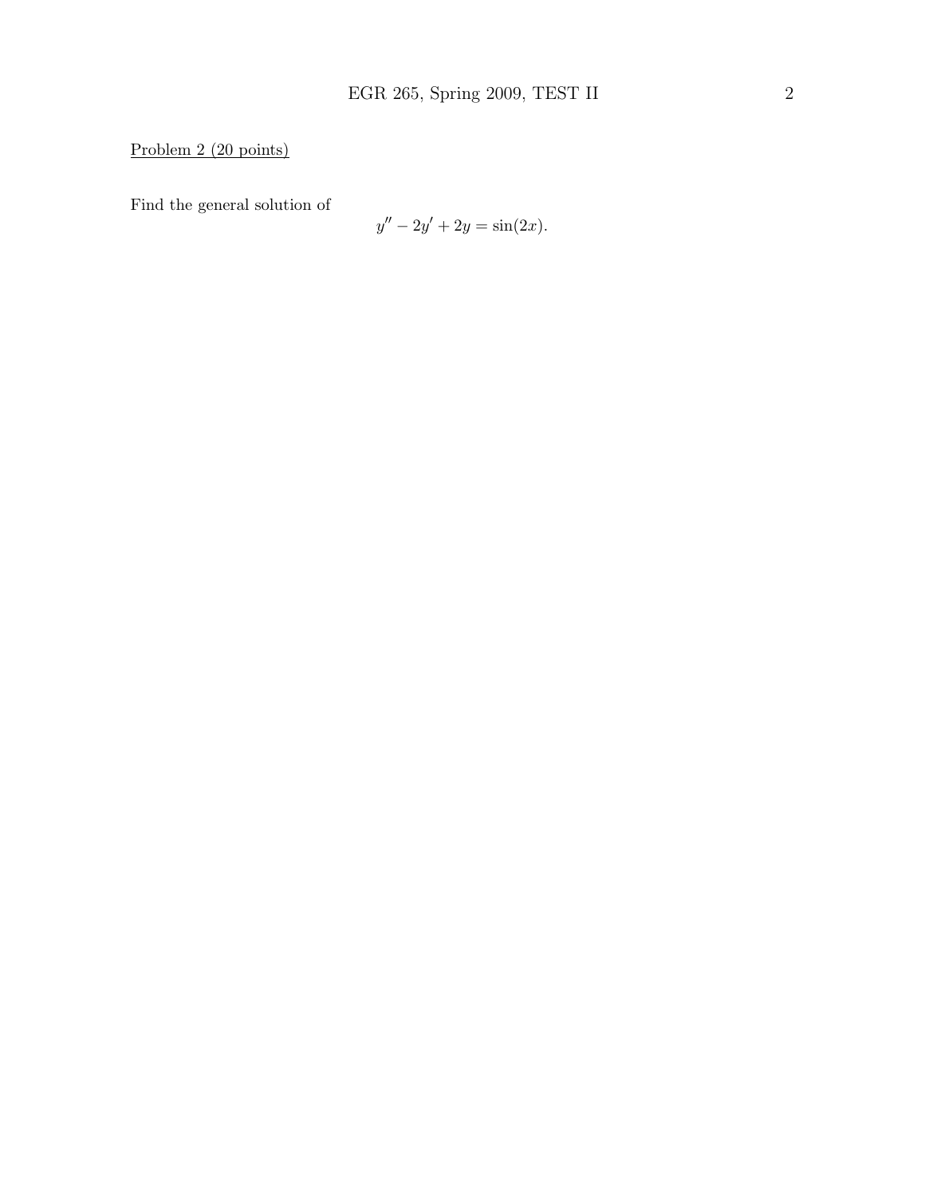Problem 2 (20 points)

Find the general solution of

$$y'' - 2y' + 2y = \sin(2x).$$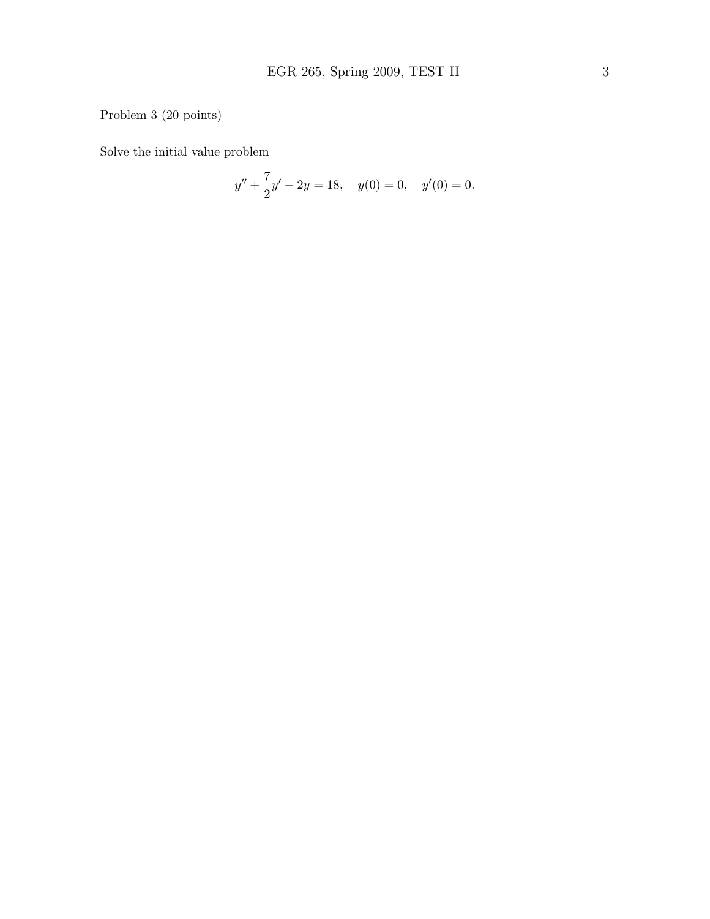Problem 3 (20 points)

Solve the initial value problem

$$y'' + \frac{7}{2}y' - 2y = 18, \quad y(0) = 0, \quad y'(0) = 0.$$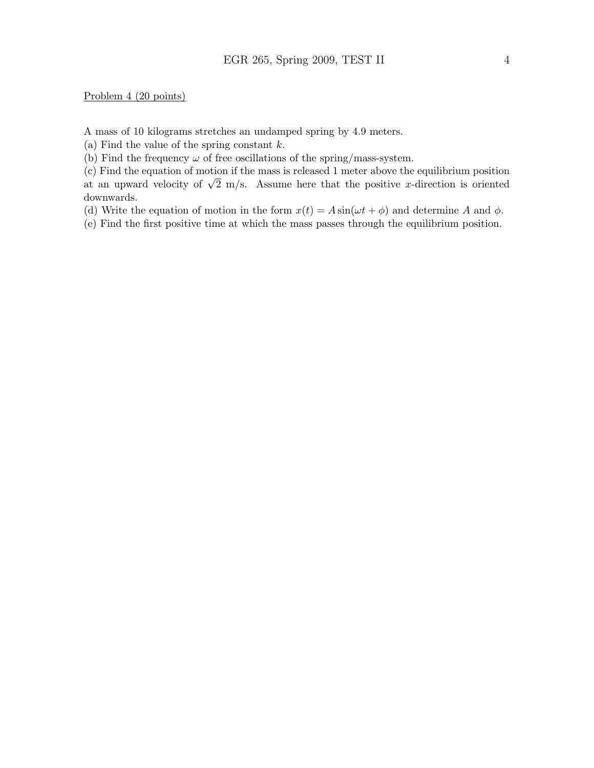Problem 4 (20 points)

A mass of 10 kilograms stretches an undamped spring by 4.9 meters.

(a) Find the value of the spring constant $k$.

(b) Find the frequency $\omega$ of free oscillations of the spring/mass-system.

(c) Find the equation of motion if the mass is released 1 meter above the equilibrium position at an upward velocity of $\sqrt{2}$ m/s. Assume here that the positive $x$-direction is oriented downwards.

(d) Write the equation of motion in the form $x(t) = A\sin(\omega t + \phi)$ and determine $A$ and $\phi$.

(e) Find the first positive time at which the mass passes through the equilibrium position.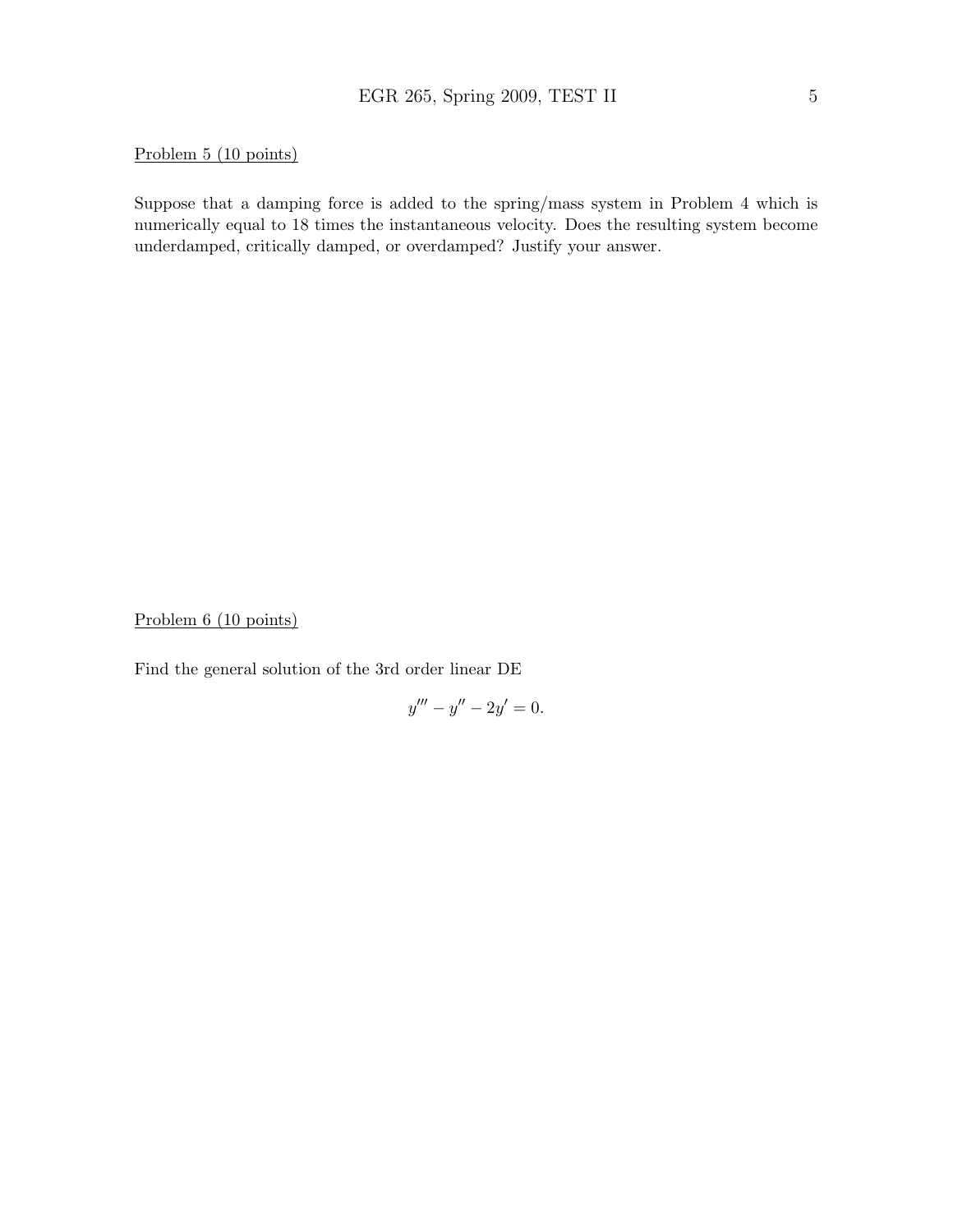Problem 5 (10 points)

Suppose that a damping force is added to the spring/mass system in Problem 4 which is numerically equal to 18 times the instantaneous velocity. Does the resulting system become underdamped, critically damped, or overdamped? Justify your answer.

Problem 6 (10 points)

Find the general solution of the 3rd order linear DE

$$y''' - y'' - 2y' = 0.$$